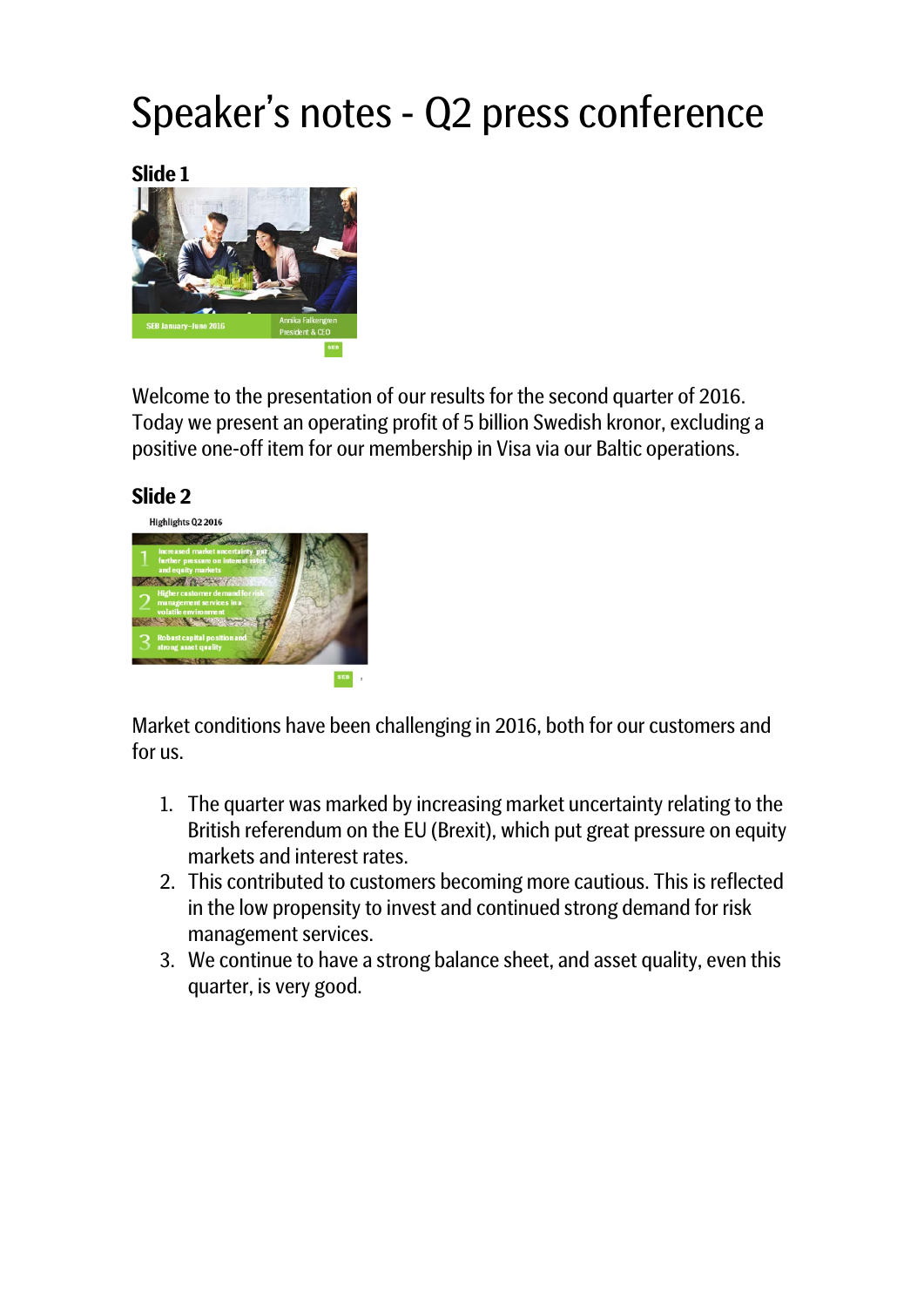# Speaker's notes - Q2 press conference

## Slide 1

Welcome to the presentation of our results for the second quarter of 2016. Today we present an operating profit of 5 billion Swedish kronor, excluding a positive one-off item for our membership in Visa via our Baltic operations.

## Slide 2

Market conditions have been challenging in 2016, both for our customers and for us.

1. The quarter was marked by increasing market uncertainty relating to the British referendum on the EU (Brexit), which put great pressure on equity markets and interest rates.
2. This contributed to customers becoming more cautious. This is reflected in the low propensity to invest and continued strong demand for risk management services.
3. We continue to have a strong balance sheet, and asset quality, even this quarter, is very good.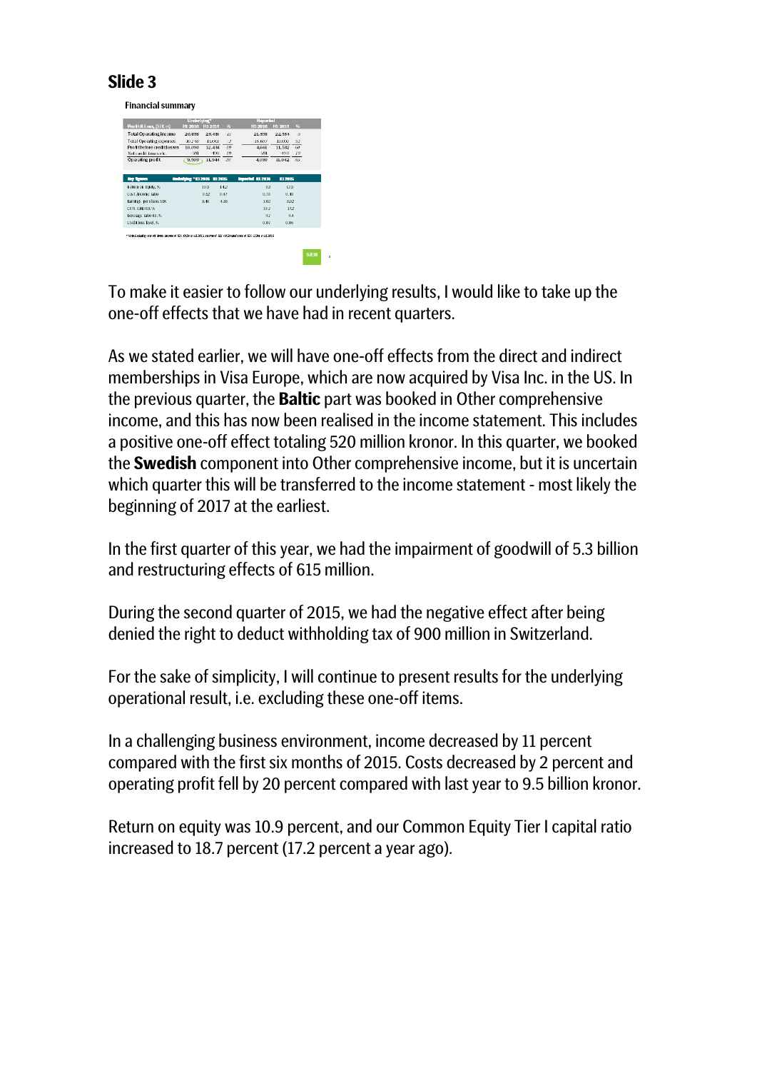## Slide 3

**Financial summary**

| Profit & Loss, (SEK m) | Underlying* H1 2016 | H1 2015 | % | Reported H1 2016 | H1 2015 | % |
|---|---|---|---|---|---|---|
| Total Operating income | 20,859 | 23,436 | -11 | 21,578 | 22,554 | -5 |
| Total Operating expenses | -10,748 | -11,002 | -2 | -16,607 | -11,002 | 52 |
| Profit before credit losses | 10,090 | 12,434 | -19 | 4,662 | 11,582 | -60 |
| Net credit losses etc. | -581 | -490 | 19 | -581 | -490 | 19 |
| Operating profit | 9,509 | 11,944 | -20 | 4,080 | 11,042 | -63 |

| Key figures | Underlying* H1 2016 | H1 2015 | Reported H1 2016 | H1 2015 |
|---|---|---|---|---|
| Return on Equity, % | 10.9 | 14.2 | 3.3 | 12.9 |
| Cost /income ratio | 0.52 | 0.47 | 0.78 | 0.49 |
| Earnings per share, SEK | 3.46 | 4.33 | 1.02 | 3.82 |
| CET1 ratio B3, % | | | 18.7 | 17.2 |
| Leverage ratio B3, % | | | 4.2 | 4.4 |
| Credit loss level, % | | | 0.07 | 0.06 |

* Note: Excluding one-off items: income of SEK -0.7bn in H1 2016; income of SEK +0.9bn and costs of SEK 5.9bn in H1 2016

To make it easier to follow our underlying results, I would like to take up the one-off effects that we have had in recent quarters.

As we stated earlier, we will have one-off effects from the direct and indirect memberships in Visa Europe, which are now acquired by Visa Inc. in the US. In the previous quarter, the **Baltic** part was booked in Other comprehensive income, and this has now been realised in the income statement. This includes a positive one-off effect totaling 520 million kronor. In this quarter, we booked the **Swedish** component into Other comprehensive income, but it is uncertain which quarter this will be transferred to the income statement - most likely the beginning of 2017 at the earliest.

In the first quarter of this year, we had the impairment of goodwill of 5.3 billion and restructuring effects of 615 million.

During the second quarter of 2015, we had the negative effect after being denied the right to deduct withholding tax of 900 million in Switzerland.

For the sake of simplicity, I will continue to present results for the underlying operational result, i.e. excluding these one-off items.

In a challenging business environment, income decreased by 11 percent compared with the first six months of 2015. Costs decreased by 2 percent and operating profit fell by 20 percent compared with last year to 9.5 billion kronor.

Return on equity was 10.9 percent, and our Common Equity Tier I capital ratio increased to 18.7 percent (17.2 percent a year ago).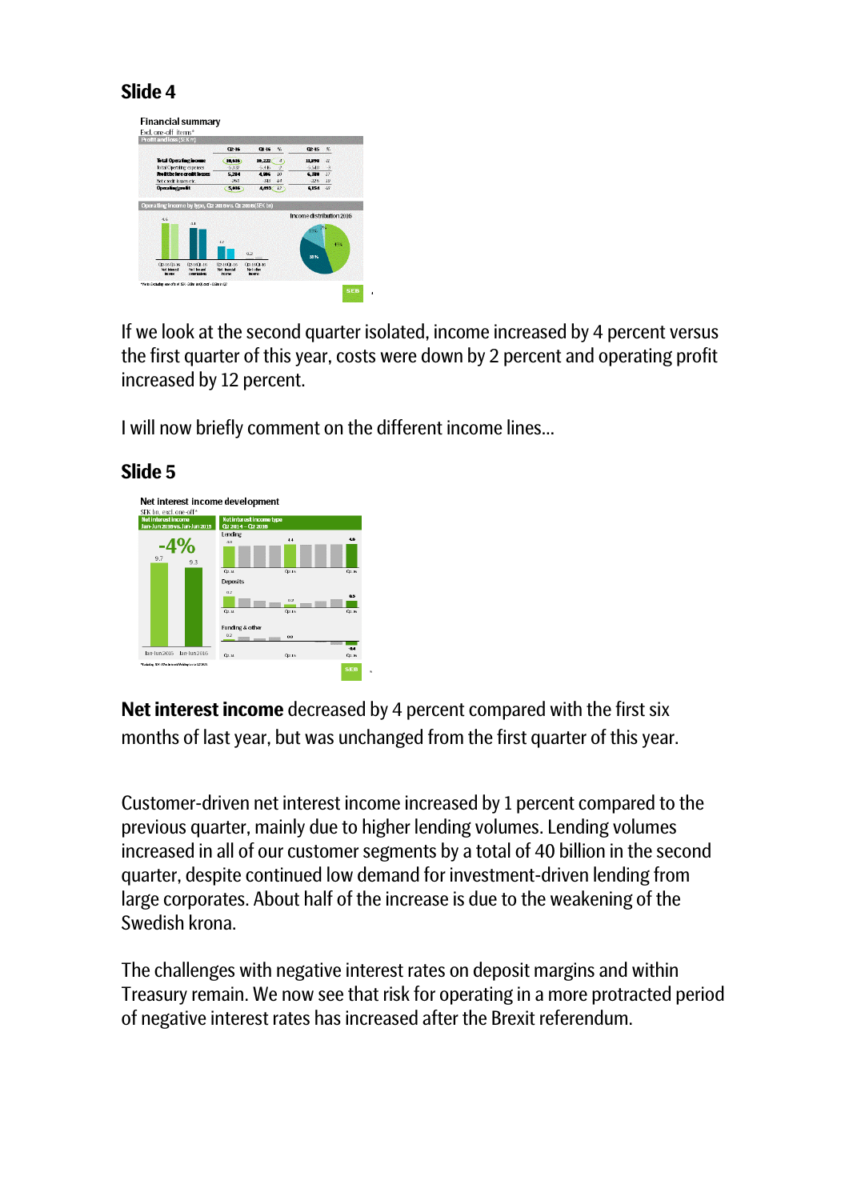## Slide 4

If we look at the second quarter isolated, income increased by 4 percent versus the first quarter of this year, costs were down by 2 percent and operating profit increased by 12 percent.

I will now briefly comment on the different income lines...

## Slide 5

**Net interest income** decreased by 4 percent compared with the first six months of last year, but was unchanged from the first quarter of this year.

Customer-driven net interest income increased by 1 percent compared to the previous quarter, mainly due to higher lending volumes. Lending volumes increased in all of our customer segments by a total of 40 billion in the second quarter, despite continued low demand for investment-driven lending from large corporates. About half of the increase is due to the weakening of the Swedish krona.

The challenges with negative interest rates on deposit margins and within Treasury remain. We now see that risk for operating in a more protracted period of negative interest rates has increased after the Brexit referendum.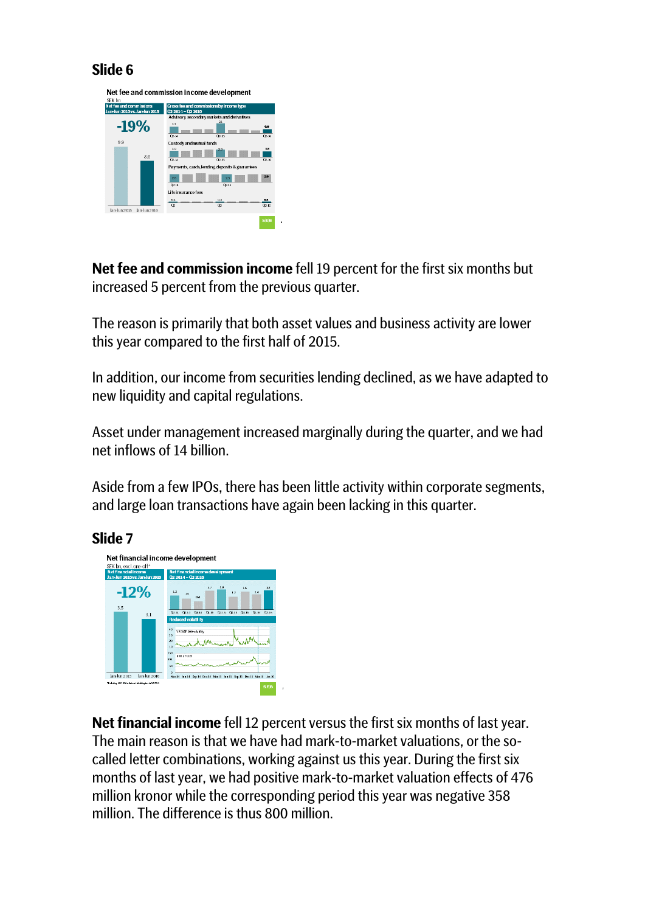## Slide 6

**Net fee and commission income** fell 19 percent for the first six months but increased 5 percent from the previous quarter.

The reason is primarily that both asset values and business activity are lower this year compared to the first half of 2015.

In addition, our income from securities lending declined, as we have adapted to new liquidity and capital regulations.

Asset under management increased marginally during the quarter, and we had net inflows of 14 billion.

Aside from a few IPOs, there has been little activity within corporate segments, and large loan transactions have again been lacking in this quarter.

## Slide 7

**Net financial income** fell 12 percent versus the first six months of last year. The main reason is that we have had mark-to-market valuations, or the so-called letter combinations, working against us this year. During the first six months of last year, we had positive mark-to-market valuation effects of 476 million kronor while the corresponding period this year was negative 358 million. The difference is thus 800 million.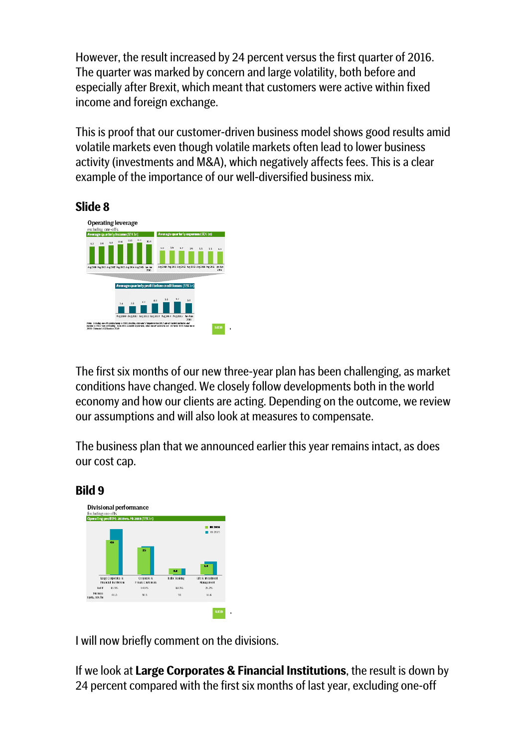However, the result increased by 24 percent versus the first quarter of 2016. The quarter was marked by concern and large volatility, both before and especially after Brexit, which meant that customers were active within fixed income and foreign exchange.

This is proof that our customer-driven business model shows good results amid volatile markets even though volatile markets often lead to lower business activity (investments and M&A), which negatively affects fees. This is a clear example of the importance of our well-diversified business mix.

**Slide 8**

The first six months of our new three-year plan has been challenging, as market conditions have changed. We closely follow developments both in the world economy and how our clients are acting. Depending on the outcome, we review our assumptions and will also look at measures to compensate.

The business plan that we announced earlier this year remains intact, as does our cost cap.

**Bild 9**

I will now briefly comment on the divisions.

If we look at **Large Corporates & Financial Institutions**, the result is down by 24 percent compared with the first six months of last year, excluding one-off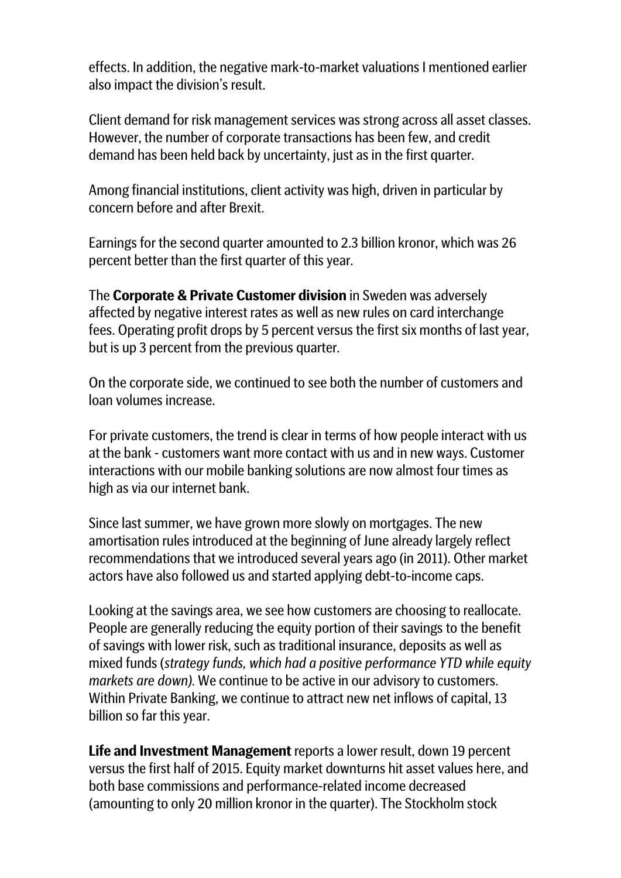effects. In addition, the negative mark-to-market valuations I mentioned earlier also impact the division's result.

Client demand for risk management services was strong across all asset classes. However, the number of corporate transactions has been few, and credit demand has been held back by uncertainty, just as in the first quarter.

Among financial institutions, client activity was high, driven in particular by concern before and after Brexit.

Earnings for the second quarter amounted to 2.3 billion kronor, which was 26 percent better than the first quarter of this year.

The **Corporate & Private Customer division** in Sweden was adversely affected by negative interest rates as well as new rules on card interchange fees. Operating profit drops by 5 percent versus the first six months of last year, but is up 3 percent from the previous quarter.

On the corporate side, we continued to see both the number of customers and loan volumes increase.

For private customers, the trend is clear in terms of how people interact with us at the bank - customers want more contact with us and in new ways. Customer interactions with our mobile banking solutions are now almost four times as high as via our internet bank.

Since last summer, we have grown more slowly on mortgages. The new amortisation rules introduced at the beginning of June already largely reflect recommendations that we introduced several years ago (in 2011). Other market actors have also followed us and started applying debt-to-income caps.

Looking at the savings area, we see how customers are choosing to reallocate. People are generally reducing the equity portion of their savings to the benefit of savings with lower risk, such as traditional insurance, deposits as well as mixed funds (*strategy funds, which had a positive performance YTD while equity markets are down).* We continue to be active in our advisory to customers. Within Private Banking, we continue to attract new net inflows of capital, 13 billion so far this year.

**Life and Investment Management** reports a lower result, down 19 percent versus the first half of 2015. Equity market downturns hit asset values here, and both base commissions and performance-related income decreased (amounting to only 20 million kronor in the quarter). The Stockholm stock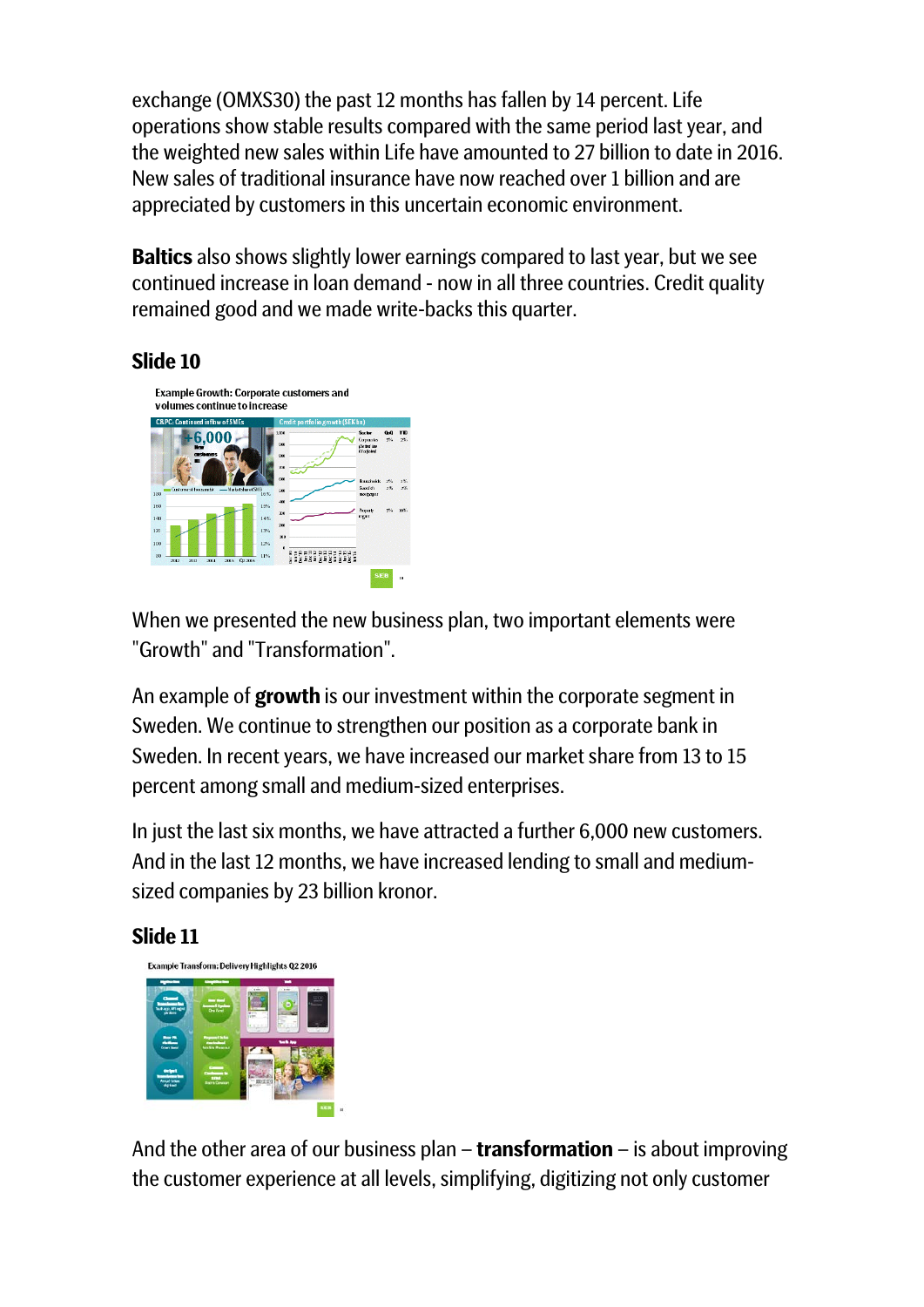exchange (OMXS30) the past 12 months has fallen by 14 percent. Life operations show stable results compared with the same period last year, and the weighted new sales within Life have amounted to 27 billion to date in 2016. New sales of traditional insurance have now reached over 1 billion and are appreciated by customers in this uncertain economic environment.

**Baltics** also shows slightly lower earnings compared to last year, but we see continued increase in loan demand - now in all three countries. Credit quality remained good and we made write-backs this quarter.

## Slide 10

When we presented the new business plan, two important elements were "Growth" and "Transformation".

An example of **growth** is our investment within the corporate segment in Sweden. We continue to strengthen our position as a corporate bank in Sweden. In recent years, we have increased our market share from 13 to 15 percent among small and medium-sized enterprises.

In just the last six months, we have attracted a further 6,000 new customers. And in the last 12 months, we have increased lending to small and medium-sized companies by 23 billion kronor.

## Slide 11

And the other area of our business plan – **transformation** – is about improving the customer experience at all levels, simplifying, digitizing not only customer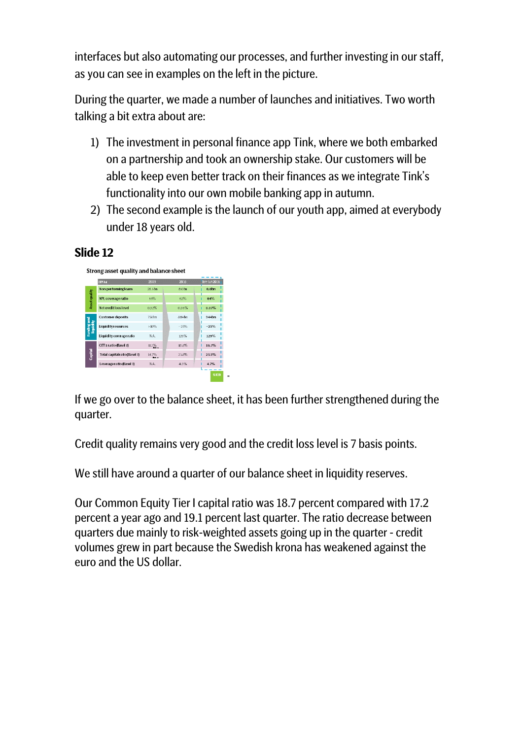interfaces but also automating our processes, and further investing in our staff, as you can see in examples on the left in the picture.

During the quarter, we made a number of launches and initiatives. Two worth talking a bit extra about are:

1) The investment in personal finance app Tink, where we both embarked on a partnership and took an ownership stake. Our customers will be able to keep even better track on their finances as we integrate Tink's functionality into our own mobile banking app in autumn.
2) The second example is the launch of our youth app, aimed at everybody under 18 years old.

## Slide 12

Strong asset quality and balance sheet

| | SEK bn | 2009 | 2015 | Jan-Jun 2016 |
|---|---|---|---|---|
| Asset quality | Non-performing loans | 28.6bn | 8.0bn | 8.6bn |
| | NPL coverage ratio | 65% | 62% | 64% |
| | Net credit loss level | 0.92% | 0.06% | 0.07% |
| Funding and liquidity | Customer deposits | 750bn | 884bn | 944bn |
| | Liquidity resources | >10% | ~23% | ~25% |
| | Liquidity coverage ratio | N.A. | 128% | 129% |
| Capital | CET1 ratio (Basel 3) | 11.7% | 18.8% | 18.7% |
| | Total capital ratio (Basel 3) | 14.7% | 23.8% | 23.5% |
| | Leverage ratio (Basel 3) | N.A. | 4.9% | 4.7% |

If we go over to the balance sheet, it has been further strengthened during the quarter.

Credit quality remains very good and the credit loss level is 7 basis points.

We still have around a quarter of our balance sheet in liquidity reserves.

Our Common Equity Tier I capital ratio was 18.7 percent compared with 17.2 percent a year ago and 19.1 percent last quarter. The ratio decrease between quarters due mainly to risk-weighted assets going up in the quarter - credit volumes grew in part because the Swedish krona has weakened against the euro and the US dollar.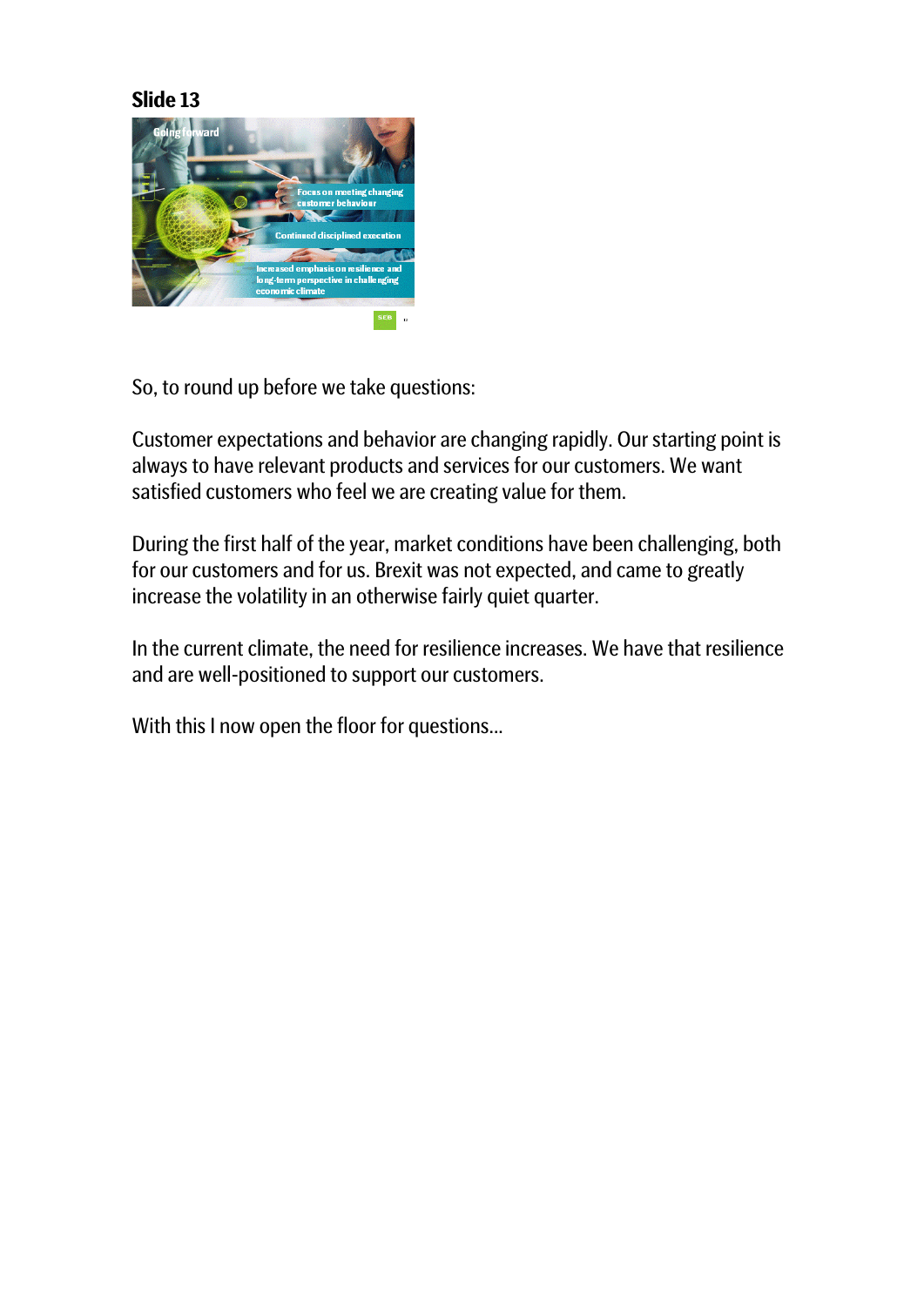**Slide 13**

Going forward

Focus on meeting changing customer behaviour

Continued disciplined execution

Increased emphasis on resilience and long-term perspective in challenging economic climate

So, to round up before we take questions:

Customer expectations and behavior are changing rapidly. Our starting point is always to have relevant products and services for our customers. We want satisfied customers who feel we are creating value for them.

During the first half of the year, market conditions have been challenging, both for our customers and for us. Brexit was not expected, and came to greatly increase the volatility in an otherwise fairly quiet quarter.

In the current climate, the need for resilience increases. We have that resilience and are well-positioned to support our customers.

With this I now open the floor for questions…